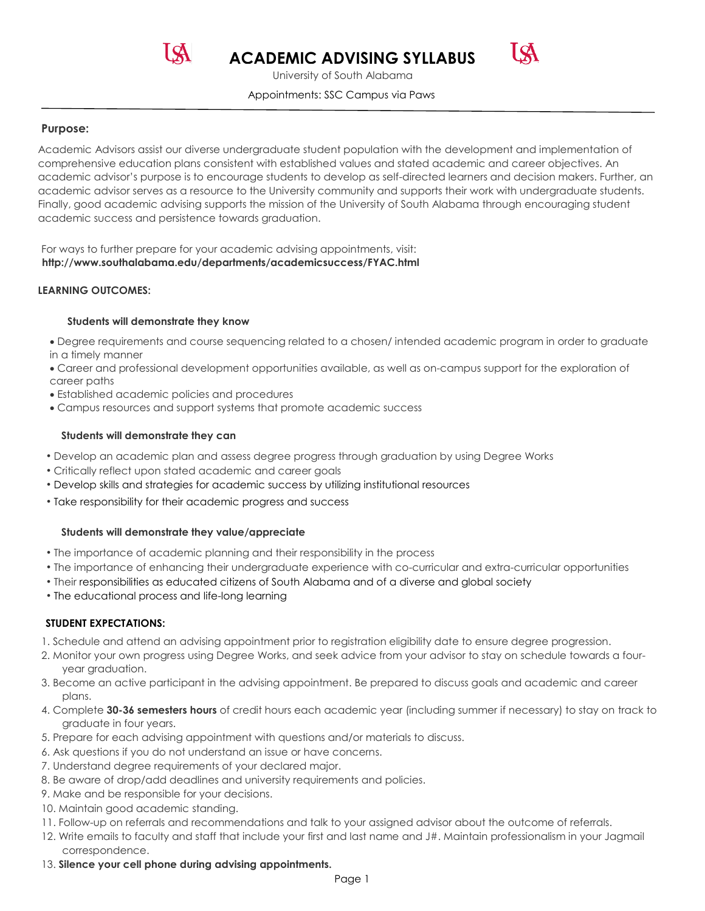# ACADEMIC ADVISING SYLLABUS

University of South Alabama

Appointments: SSC Campus via Paws

---

## Purpose:

Academic Advisors assist our diverse undergraduate student population with the development and implementation of comprehensive education plans consistent with established values and stated academic and career objectives. An academic advisor's purpose is to encourage students to develop as self-directed learners and decision makers. Further, an academic advisor serves as a resource to the University community and supports their work with undergraduate students. Finally, good academic advising supports the mission of the University of South Alabama through encouraging student academic success and persistence towards graduation.

For ways to further prepare for your academic advising appointments, visit:
**http://www.southalabama.edu/departments/academicsuccess/FYAC.html**

## LEARNING OUTCOMES:

### Students will demonstrate they know

- Degree requirements and course sequencing related to a chosen/ intended academic program in order to graduate in a timely manner
- Career and professional development opportunities available, as well as on-campus support for the exploration of career paths
- Established academic policies and procedures
- Campus resources and support systems that promote academic success

### Students will demonstrate they can

- Develop an academic plan and assess degree progress through graduation by using Degree Works
- Critically reflect upon stated academic and career goals
- Develop skills and strategies for academic success by utilizing institutional resources
- Take responsibility for their academic progress and success

### Students will demonstrate they value/appreciate

- The importance of academic planning and their responsibility in the process
- The importance of enhancing their undergraduate experience with co-curricular and extra-curricular opportunities
- Their responsibilities as educated citizens of South Alabama and of a diverse and global society
- The educational process and life-long learning

## STUDENT EXPECTATIONS:

1. Schedule and attend an advising appointment prior to registration eligibility date to ensure degree progression.
2. Monitor your own progress using Degree Works, and seek advice from your advisor to stay on schedule towards a four-year graduation.
3. Become an active participant in the advising appointment. Be prepared to discuss goals and academic and career plans.
4. Complete **30-36 semesters hours** of credit hours each academic year (including summer if necessary) to stay on track to graduate in four years.
5. Prepare for each advising appointment with questions and/or materials to discuss.
6. Ask questions if you do not understand an issue or have concerns.
7. Understand degree requirements of your declared major.
8. Be aware of drop/add deadlines and university requirements and policies.
9. Make and be responsible for your decisions.
10. Maintain good academic standing.
11. Follow-up on referrals and recommendations and talk to your assigned advisor about the outcome of referrals.
12. Write emails to faculty and staff that include your first and last name and J#. Maintain professionalism in your Jagmail correspondence.
13. **Silence your cell phone during advising appointments.**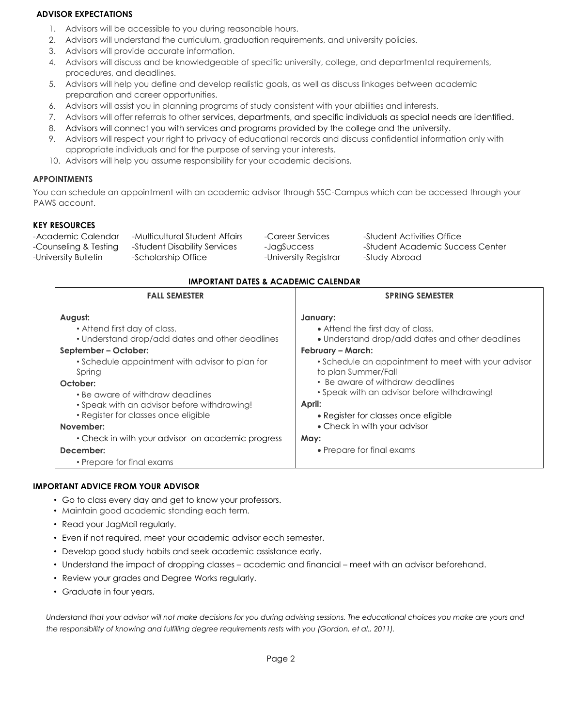## ADVISOR EXPECTATIONS

1. Advisors will be accessible to you during reasonable hours.
2. Advisors will understand the curriculum, graduation requirements, and university policies.
3. Advisors will provide accurate information.
4. Advisors will discuss and be knowledgeable of specific university, college, and departmental requirements, procedures, and deadlines.
5. Advisors will help you define and develop realistic goals, as well as discuss linkages between academic preparation and career opportunities.
6. Advisors will assist you in planning programs of study consistent with your abilities and interests.
7. Advisors will offer referrals to other services, departments, and specific individuals as special needs are identified.
8. Advisors will connect you with services and programs provided by the college and the university.
9. Advisors will respect your right to privacy of educational records and discuss confidential information only with appropriate individuals and for the purpose of serving your interests.
10. Advisors will help you assume responsibility for your academic decisions.

## APPOINTMENTS

You can schedule an appointment with an academic advisor through SSC-Campus which can be accessed through your PAWS account.

## KEY RESOURCES

-Academic Calendar
-Counseling & Testing
-University Bulletin
-Multicultural Student Affairs
-Student Disability Services
-Scholarship Office
-Career Services
-JagSuccess
-University Registrar
-Student Activities Office
-Student Academic Success Center
-Study Abroad

## IMPORTANT DATES & ACADEMIC CALENDAR

| FALL SEMESTER | SPRING SEMESTER |
|---|---|
| **August:**<br>• Attend first day of class.<br>• Understand drop/add dates and other deadlines<br>**September – October:**<br>• Schedule appointment with advisor to plan for Spring<br>**October:**<br>• Be aware of withdraw deadlines<br>• Speak with an advisor before withdrawing!<br>• Register for classes once eligible<br>**November:**<br>• Check in with your advisor on academic progress<br>**December:**<br>• Prepare for final exams | **January:**<br>• Attend the first day of class.<br>• Understand drop/add dates and other deadlines<br>**February – March:**<br>• Schedule an appointment to meet with your advisor to plan Summer/Fall<br>• Be aware of withdraw deadlines<br>• Speak with an advisor before withdrawing!<br>**April:**<br>• Register for classes once eligible<br>• Check in with your advisor<br>**May:**<br>• Prepare for final exams |

## IMPORTANT ADVICE FROM YOUR ADVISOR

- Go to class every day and get to know your professors.
- Maintain good academic standing each term.
- Read your JagMail regularly.
- Even if not required, meet your academic advisor each semester.
- Develop good study habits and seek academic assistance early.
- Understand the impact of dropping classes – academic and financial – meet with an advisor beforehand.
- Review your grades and Degree Works regularly.
- Graduate in four years.

*Understand that your advisor will not make decisions for you during advising sessions. The educational choices you make are yours and the responsibility of knowing and fulfilling degree requirements rests with you (Gordon, et al., 2011).*